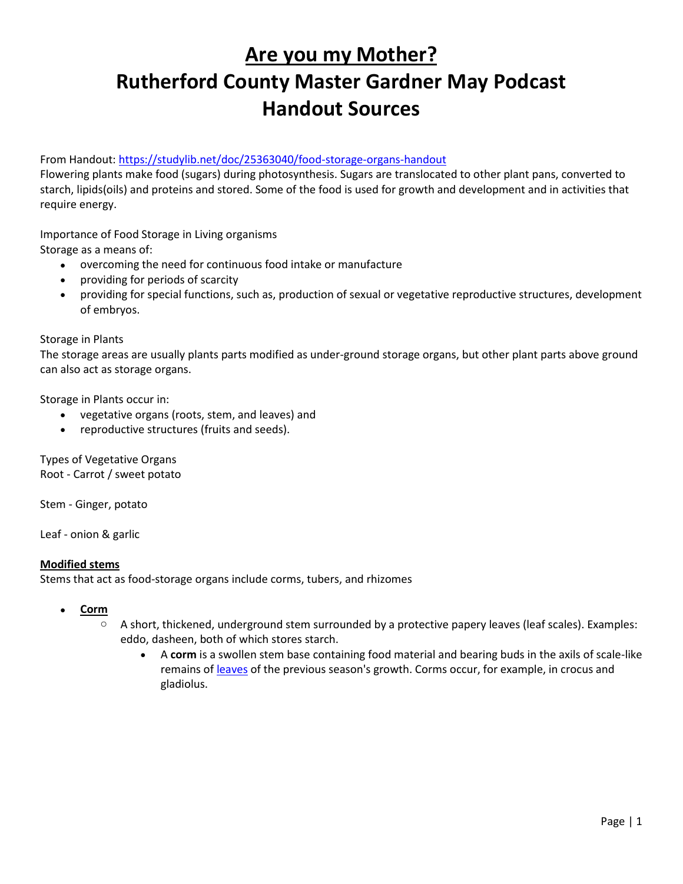# Are you my Mother?
# Rutherford County Master Gardner May Podcast
# Handout Sources

From Handout: [https://studylib.net/doc/25363040/food-storage-organs-handout](https://studylib.net/doc/25363040/food-storage-organs-handout)
Flowering plants make food (sugars) during photosynthesis. Sugars are translocated to other plant pans, converted to starch, lipids(oils) and proteins and stored. Some of the food is used for growth and development and in activities that require energy.

Importance of Food Storage in Living organisms
Storage as a means of:

- overcoming the need for continuous food intake or manufacture
- providing for periods of scarcity
- providing for special functions, such as, production of sexual or vegetative reproductive structures, development of embryos.

Storage in Plants
The storage areas are usually plants parts modified as under-ground storage organs, but other plant parts above ground can also act as storage organs.

Storage in Plants occur in:

- vegetative organs (roots, stem, and leaves) and
- reproductive structures (fruits and seeds).

Types of Vegetative Organs
Root - Carrot / sweet potato

Stem - Ginger, potato

Leaf - onion & garlic

**Modified stems**
Stems that act as food-storage organs include corms, tubers, and rhizomes

- **Corm**
  - A short, thickened, underground stem surrounded by a protective papery leaves (leaf scales). Examples: eddo, dasheen, both of which stores starch.
    - A **corm** is a swollen stem base containing food material and bearing buds in the axils of scale-like remains of leaves of the previous season's growth. Corms occur, for example, in crocus and gladiolus.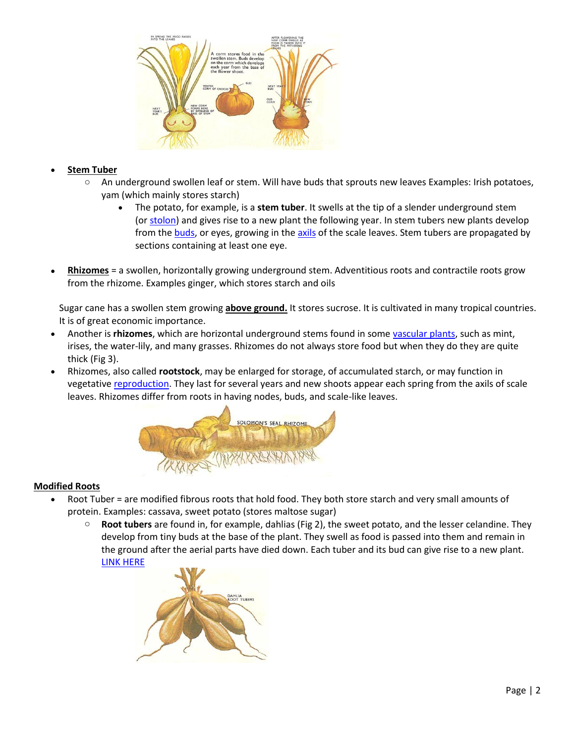- **Stem Tuber**
  - An underground swollen leaf or stem. Will have buds that sprouts new leaves Examples: Irish potatoes, yam (which mainly stores starch)
    - The potato, for example, is a **stem tuber**. It swells at the tip of a slender underground stem (or stolon) and gives rise to a new plant the following year. In stem tubers new plants develop from the buds, or eyes, growing in the axils of the scale leaves. Stem tubers are propagated by sections containing at least one eye.

- **Rhizomes** = a swollen, horizontally growing underground stem. Adventitious roots and contractile roots grow from the rhizome. Examples ginger, which stores starch and oils

Sugar cane has a swollen stem growing **above ground.** It stores sucrose. It is cultivated in many tropical countries. It is of great economic importance.

- Another is **rhizomes**, which are horizontal underground stems found in some vascular plants, such as mint, irises, the water-lily, and many grasses. Rhizomes do not always store food but when they do they are quite thick (Fig 3).
- Rhizomes, also called **rootstock**, may be enlarged for storage, of accumulated starch, or may function in vegetative reproduction. They last for several years and new shoots appear each spring from the axils of scale leaves. Rhizomes differ from roots in having nodes, buds, and scale-like leaves.

**Modified Roots**

- Root Tuber = are modified fibrous roots that hold food. They both store starch and very small amounts of protein. Examples: cassava, sweet potato (stores maltose sugar)
  - **Root tubers** are found in, for example, dahlias (Fig 2), the sweet potato, and the lesser celandine. They develop from tiny buds at the base of the plant. They swell as food is passed into them and remain in the ground after the aerial parts have died down. Each tuber and its bud can give rise to a new plant. LINK HERE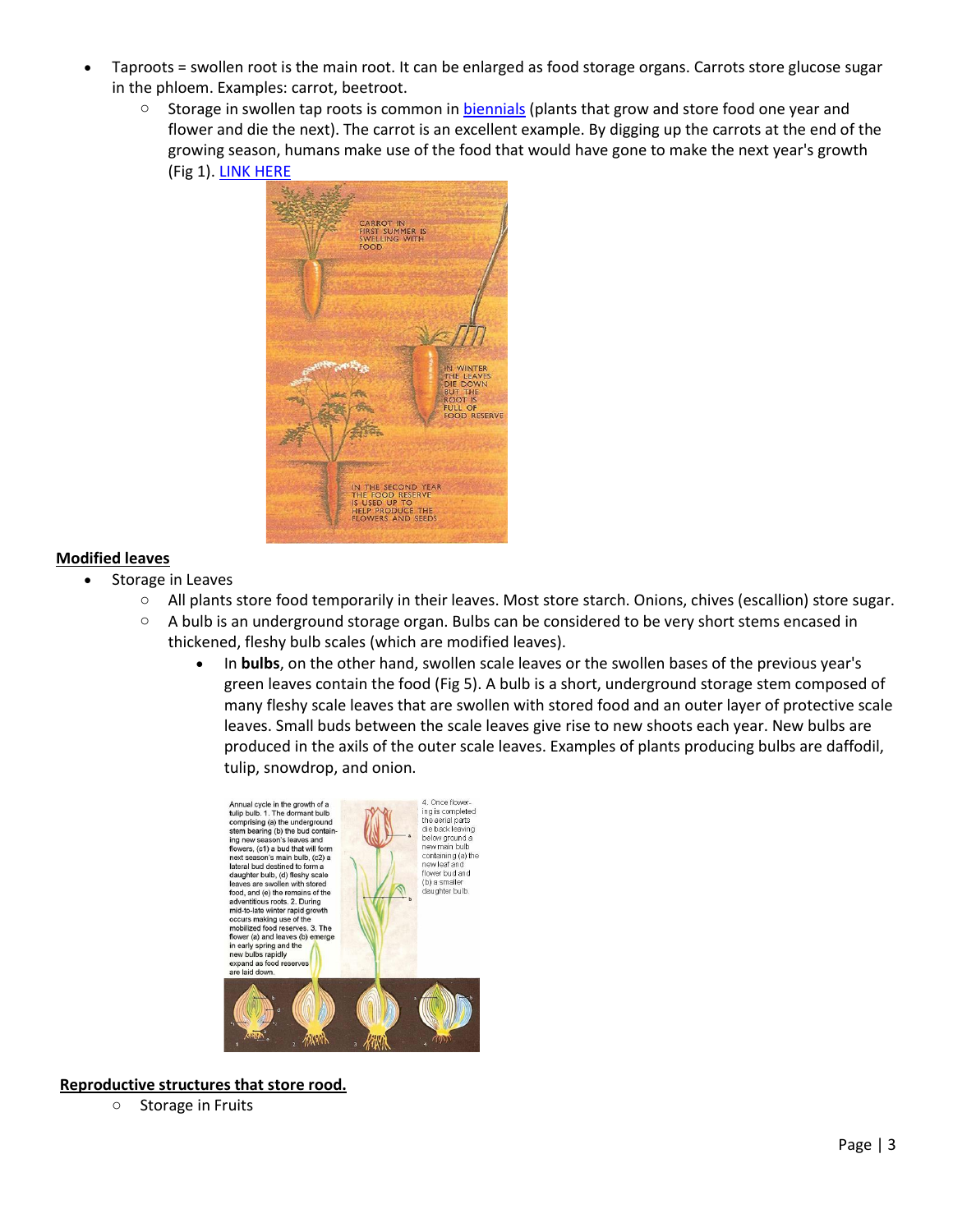- Taproots = swollen root is the main root. It can be enlarged as food storage organs. Carrots store glucose sugar in the phloem. Examples: carrot, beetroot.
  - Storage in swollen tap roots is common in biennials (plants that grow and store food one year and flower and die the next). The carrot is an excellent example. By digging up the carrots at the end of the growing season, humans make use of the food that would have gone to make the next year's growth (Fig 1). LINK HERE

**Modified leaves**

- Storage in Leaves
  - All plants store food temporarily in their leaves. Most store starch. Onions, chives (escallion) store sugar.
  - A bulb is an underground storage organ. Bulbs can be considered to be very short stems encased in thickened, fleshy bulb scales (which are modified leaves).
    - In **bulbs**, on the other hand, swollen scale leaves or the swollen bases of the previous year's green leaves contain the food (Fig 5). A bulb is a short, underground storage stem composed of many fleshy scale leaves that are swollen with stored food and an outer layer of protective scale leaves. Small buds between the scale leaves give rise to new shoots each year. New bulbs are produced in the axils of the outer scale leaves. Examples of plants producing bulbs are daffodil, tulip, snowdrop, and onion.

**Reproductive structures that store rood.**

- Storage in Fruits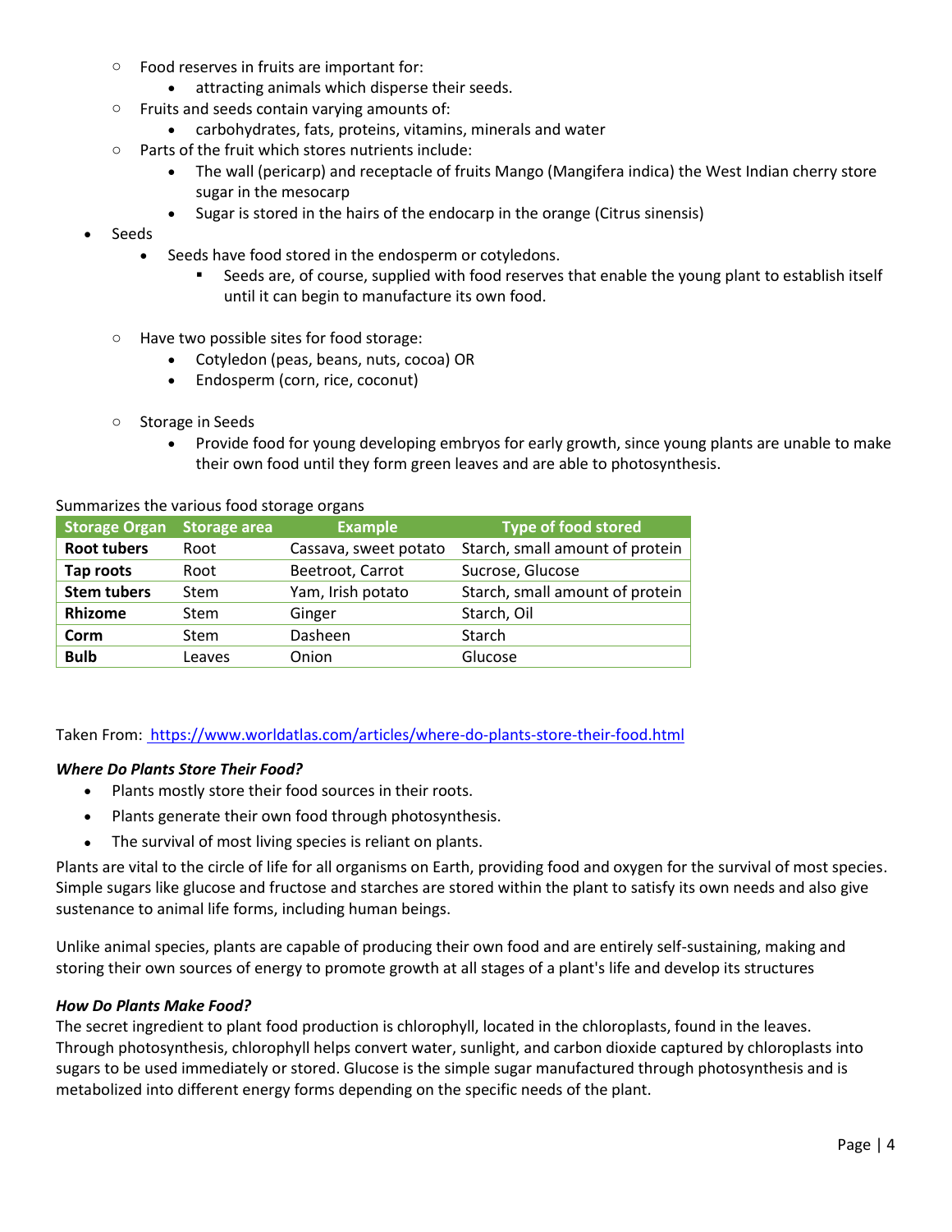- Food reserves in fruits are important for:
  - attracting animals which disperse their seeds.
- Fruits and seeds contain varying amounts of:
  - carbohydrates, fats, proteins, vitamins, minerals and water
- Parts of the fruit which stores nutrients include:
  - The wall (pericarp) and receptacle of fruits Mango (Mangifera indica) the West Indian cherry store sugar in the mesocarp
  - Sugar is stored in the hairs of the endocarp in the orange (Citrus sinensis)

- Seeds
  - Seeds have food stored in the endosperm or cotyledons.
    - Seeds are, of course, supplied with food reserves that enable the young plant to establish itself until it can begin to manufacture its own food.

  - Have two possible sites for food storage:
    - Cotyledon (peas, beans, nuts, cocoa) OR
    - Endosperm (corn, rice, coconut)

  - Storage in Seeds
    - Provide food for young developing embryos for early growth, since young plants are unable to make their own food until they form green leaves and are able to photosynthesis.

Summarizes the various food storage organs

| Storage Organ | Storage area | Example | Type of food stored |
|---|---|---|---|
| **Root tubers** | Root | Cassava, sweet potato | Starch, small amount of protein |
| **Tap roots** | Root | Beetroot, Carrot | Sucrose, Glucose |
| **Stem tubers** | Stem | Yam, Irish potato | Starch, small amount of protein |
| **Rhizome** | Stem | Ginger | Starch, Oil |
| **Corm** | Stem | Dasheen | Starch |
| **Bulb** | Leaves | Onion | Glucose |

Taken From: [https://www.worldatlas.com/articles/where-do-plants-store-their-food.html](https://www.worldatlas.com/articles/where-do-plants-store-their-food.html)

***Where Do Plants Store Their Food?***

- Plants mostly store their food sources in their roots.
- Plants generate their own food through photosynthesis.
- The survival of most living species is reliant on plants.

Plants are vital to the circle of life for all organisms on Earth, providing food and oxygen for the survival of most species. Simple sugars like glucose and fructose and starches are stored within the plant to satisfy its own needs and also give sustenance to animal life forms, including human beings.

Unlike animal species, plants are capable of producing their own food and are entirely self-sustaining, making and storing their own sources of energy to promote growth at all stages of a plant's life and develop its structures

***How Do Plants Make Food?***

The secret ingredient to plant food production is chlorophyll, located in the chloroplasts, found in the leaves. Through photosynthesis, chlorophyll helps convert water, sunlight, and carbon dioxide captured by chloroplasts into sugars to be used immediately or stored. Glucose is the simple sugar manufactured through photosynthesis and is metabolized into different energy forms depending on the specific needs of the plant.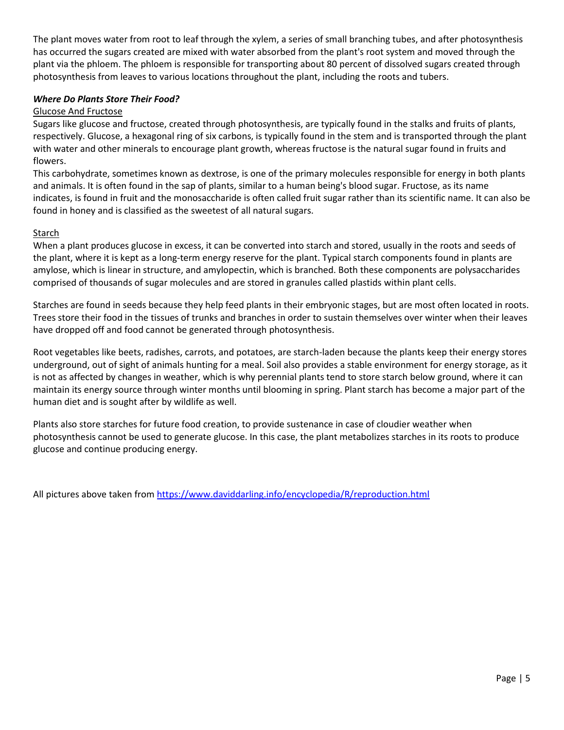The plant moves water from root to leaf through the xylem, a series of small branching tubes, and after photosynthesis has occurred the sugars created are mixed with water absorbed from the plant's root system and moved through the plant via the phloem. The phloem is responsible for transporting about 80 percent of dissolved sugars created through photosynthesis from leaves to various locations throughout the plant, including the roots and tubers.

### ***Where Do Plants Store Their Food?***

#### Glucose And Fructose

Sugars like glucose and fructose, created through photosynthesis, are typically found in the stalks and fruits of plants, respectively. Glucose, a hexagonal ring of six carbons, is typically found in the stem and is transported through the plant with water and other minerals to encourage plant growth, whereas fructose is the natural sugar found in fruits and flowers.

This carbohydrate, sometimes known as dextrose, is one of the primary molecules responsible for energy in both plants and animals. It is often found in the sap of plants, similar to a human being's blood sugar. Fructose, as its name indicates, is found in fruit and the monosaccharide is often called fruit sugar rather than its scientific name. It can also be found in honey and is classified as the sweetest of all natural sugars.

#### Starch

When a plant produces glucose in excess, it can be converted into starch and stored, usually in the roots and seeds of the plant, where it is kept as a long-term energy reserve for the plant. Typical starch components found in plants are amylose, which is linear in structure, and amylopectin, which is branched. Both these components are polysaccharides comprised of thousands of sugar molecules and are stored in granules called plastids within plant cells.

Starches are found in seeds because they help feed plants in their embryonic stages, but are most often located in roots. Trees store their food in the tissues of trunks and branches in order to sustain themselves over winter when their leaves have dropped off and food cannot be generated through photosynthesis.

Root vegetables like beets, radishes, carrots, and potatoes, are starch-laden because the plants keep their energy stores underground, out of sight of animals hunting for a meal. Soil also provides a stable environment for energy storage, as it is not as affected by changes in weather, which is why perennial plants tend to store starch below ground, where it can maintain its energy source through winter months until blooming in spring. Plant starch has become a major part of the human diet and is sought after by wildlife as well.

Plants also store starches for future food creation, to provide sustenance in case of cloudier weather when photosynthesis cannot be used to generate glucose. In this case, the plant metabolizes starches in its roots to produce glucose and continue producing energy.

All pictures above taken from [https://www.daviddarling.info/encyclopedia/R/reproduction.html](https://www.daviddarling.info/encyclopedia/R/reproduction.html)